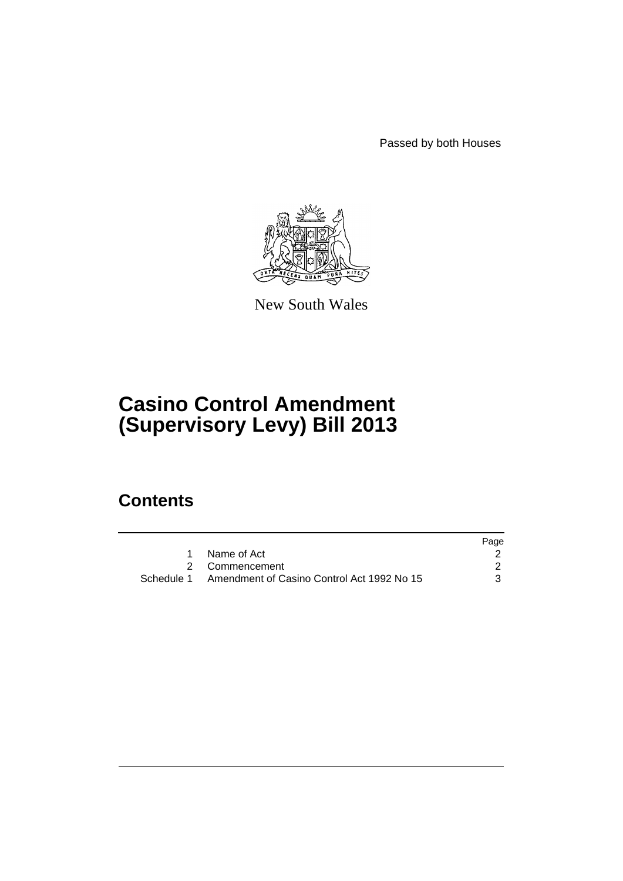Passed by both Houses

New South Wales

# Casino Control Amendment (Supervisory Levy) Bill 2013

## Contents

| | | Page |
|---|---|---|
| 1 | Name of Act | 2 |
| 2 | Commencement | 2 |
| Schedule 1 | Amendment of Casino Control Act 1992 No 15 | 3 |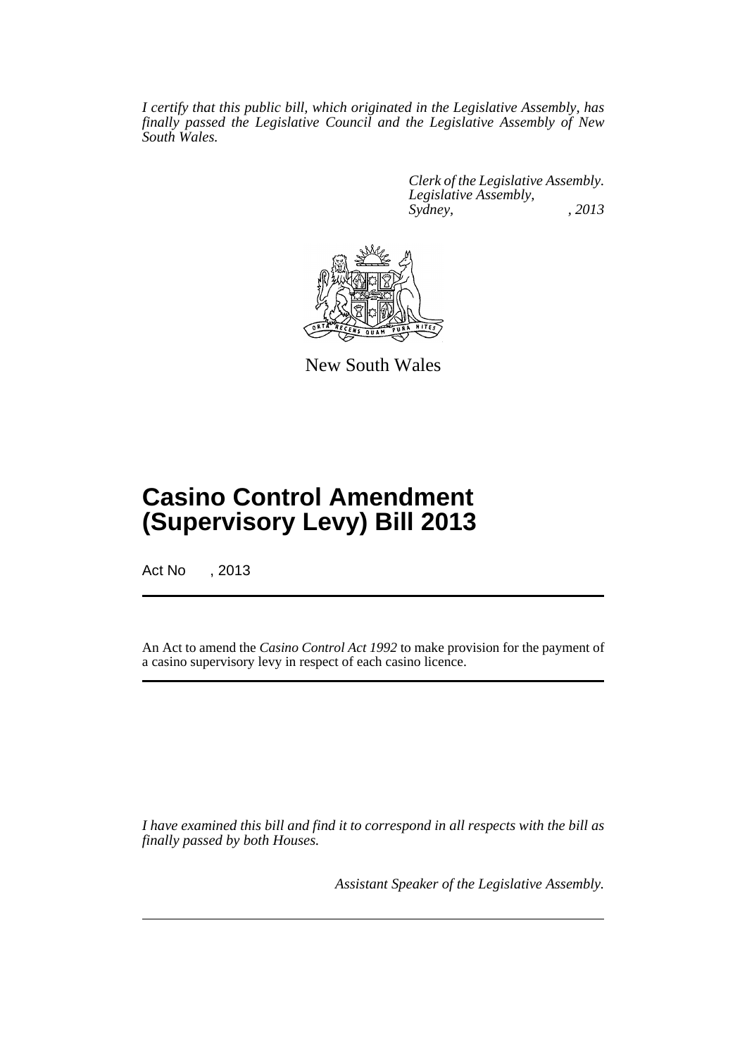*I certify that this public bill, which originated in the Legislative Assembly, has finally passed the Legislative Council and the Legislative Assembly of New South Wales.*

*Clerk of the Legislative Assembly.*
*Legislative Assembly,*
*Sydney, , 2013*

New South Wales

# Casino Control Amendment (Supervisory Levy) Bill 2013

Act No , 2013

An Act to amend the *Casino Control Act 1992* to make provision for the payment of a casino supervisory levy in respect of each casino licence.

*I have examined this bill and find it to correspond in all respects with the bill as finally passed by both Houses.*

*Assistant Speaker of the Legislative Assembly.*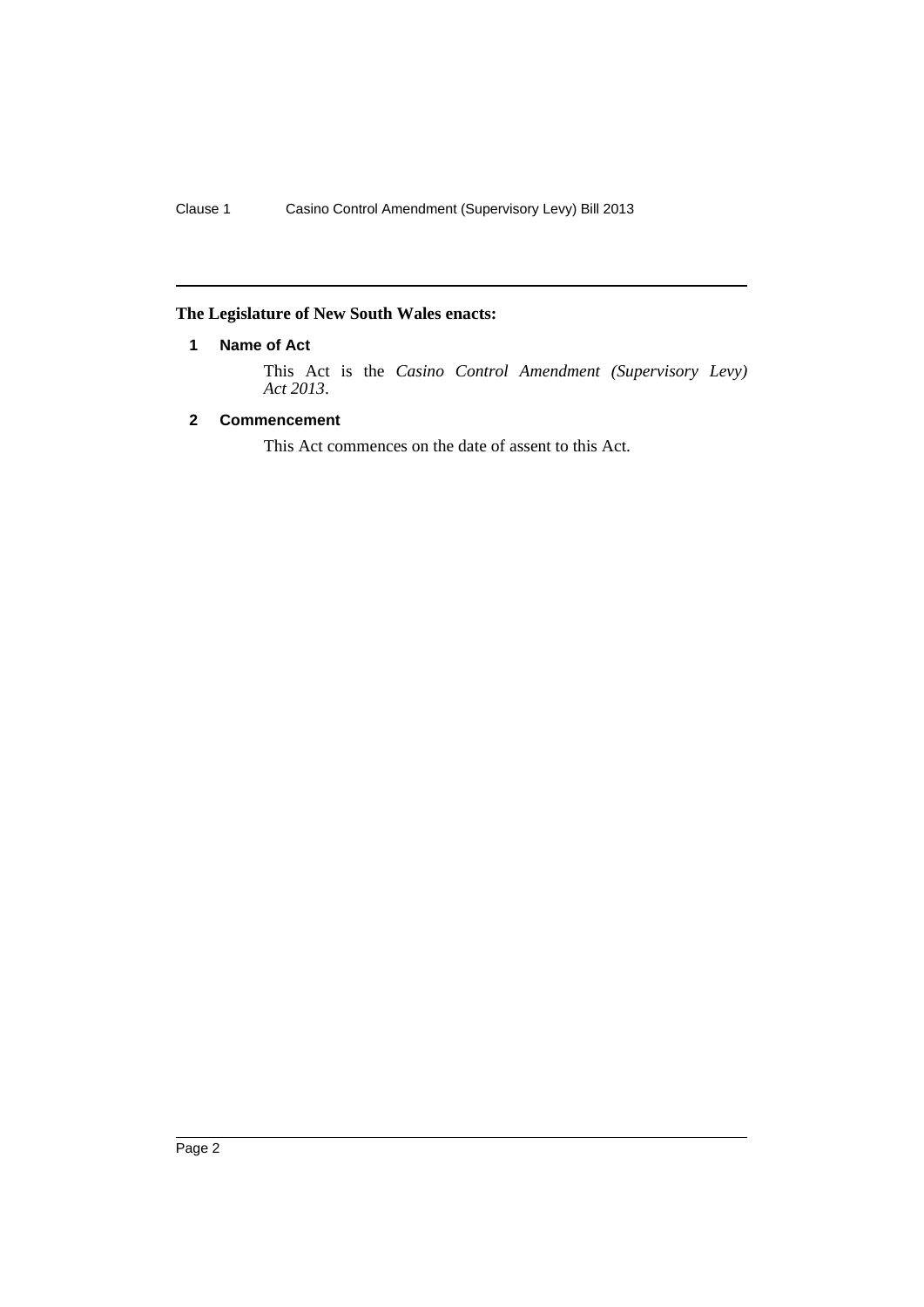**The Legislature of New South Wales enacts:**

## 1 Name of Act

This Act is the *Casino Control Amendment (Supervisory Levy) Act 2013*.

## 2 Commencement

This Act commences on the date of assent to this Act.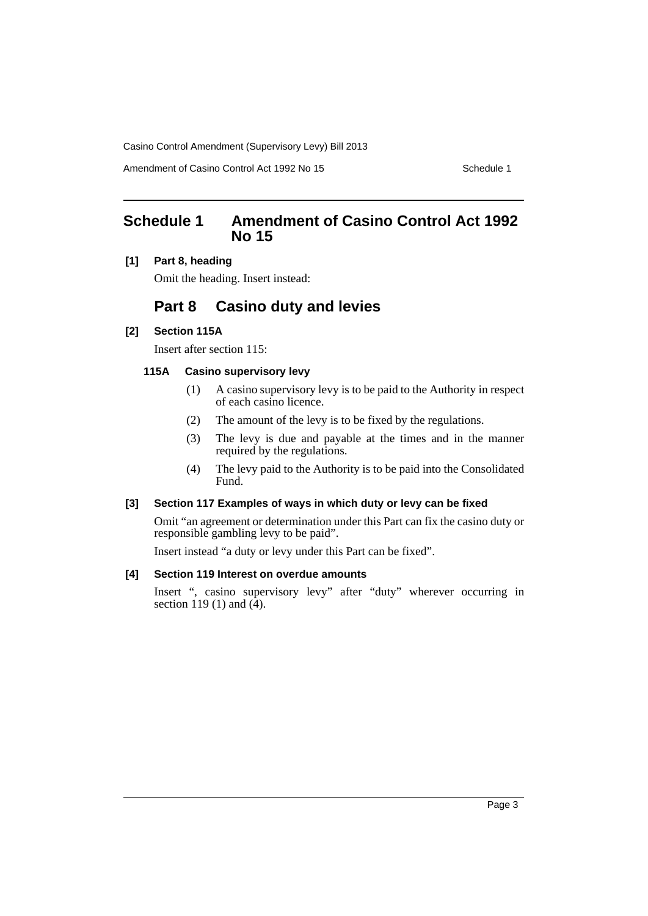# Schedule 1 Amendment of Casino Control Act 1992 No 15

**[1] Part 8, heading**

Omit the heading. Insert instead:

## Part 8 Casino duty and levies

**[2] Section 115A**

Insert after section 115:

**115A Casino supervisory levy**

(1) A casino supervisory levy is to be paid to the Authority in respect of each casino licence.

(2) The amount of the levy is to be fixed by the regulations.

(3) The levy is due and payable at the times and in the manner required by the regulations.

(4) The levy paid to the Authority is to be paid into the Consolidated Fund.

**[3] Section 117 Examples of ways in which duty or levy can be fixed**

Omit "an agreement or determination under this Part can fix the casino duty or responsible gambling levy to be paid".

Insert instead "a duty or levy under this Part can be fixed".

**[4] Section 119 Interest on overdue amounts**

Insert ", casino supervisory levy" after "duty" wherever occurring in section 119 (1) and (4).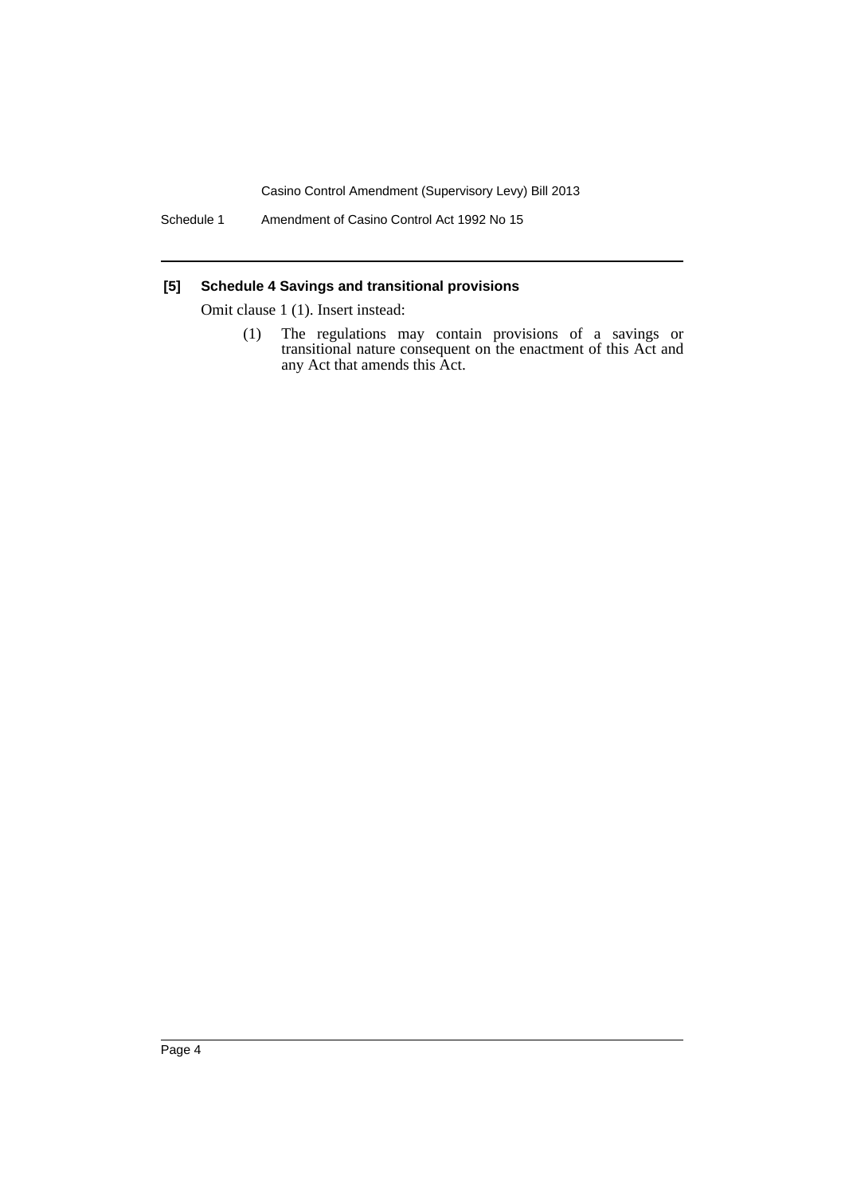### [5] Schedule 4 Savings and transitional provisions

Omit clause 1 (1). Insert instead:

(1) The regulations may contain provisions of a savings or transitional nature consequent on the enactment of this Act and any Act that amends this Act.